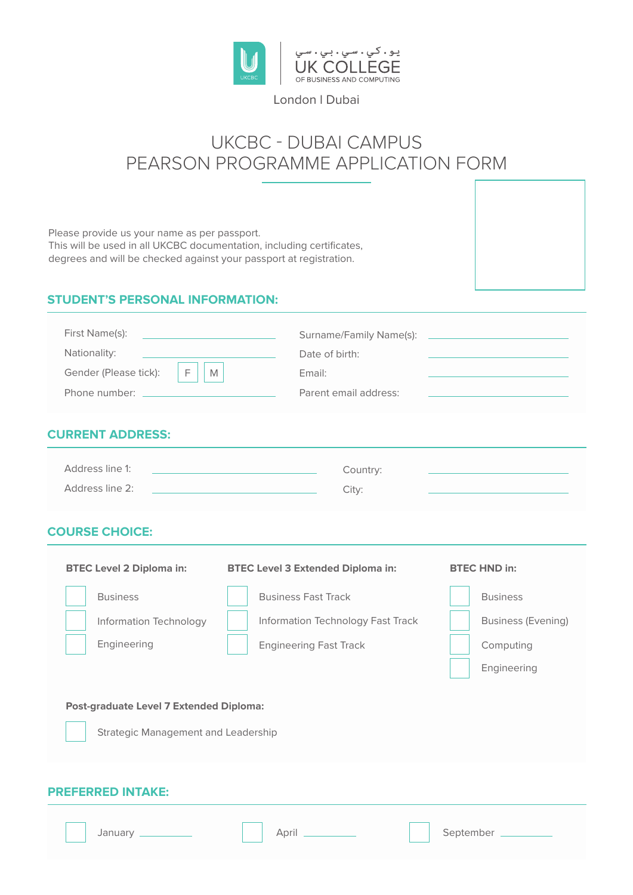يو . كي . سي . بي . سي

UK COLLEGE
OF BUSINESS AND COMPUTING

London I Dubai

# UKCBC - DUBAI CAMPUS
# PEARSON PROGRAMME APPLICATION FORM

Please provide us your name as per passport.
This will be used in all UKCBC documentation, including certificates, degrees and will be checked against your passport at registration.

## STUDENT'S PERSONAL INFORMATION:

First Name(s): ______________

Surname/Family Name(s): ______________

Nationality: ______________

Date of birth: ______________

Gender (Please tick): ☐ F ☐ M

Email: ______________

Phone number: ______________

Parent email address: ______________

## CURRENT ADDRESS:

Address line 1: ______________

Country: ______________

Address line 2: ______________

City: ______________

## COURSE CHOICE:

**BTEC Level 2 Diploma in:**

- ☐ Business
- ☐ Information Technology
- ☐ Engineering

**BTEC Level 3 Extended Diploma in:**

- ☐ Business Fast Track
- ☐ Information Technology Fast Track
- ☐ Engineering Fast Track

**BTEC HND in:**

- ☐ Business
- ☐ Business (Evening)
- ☐ Computing
- ☐ Engineering

**Post-graduate Level 7 Extended Diploma:**

- ☐ Strategic Management and Leadership

## PREFERRED INTAKE:

☐ January ______ ☐ April ______ ☐ September ______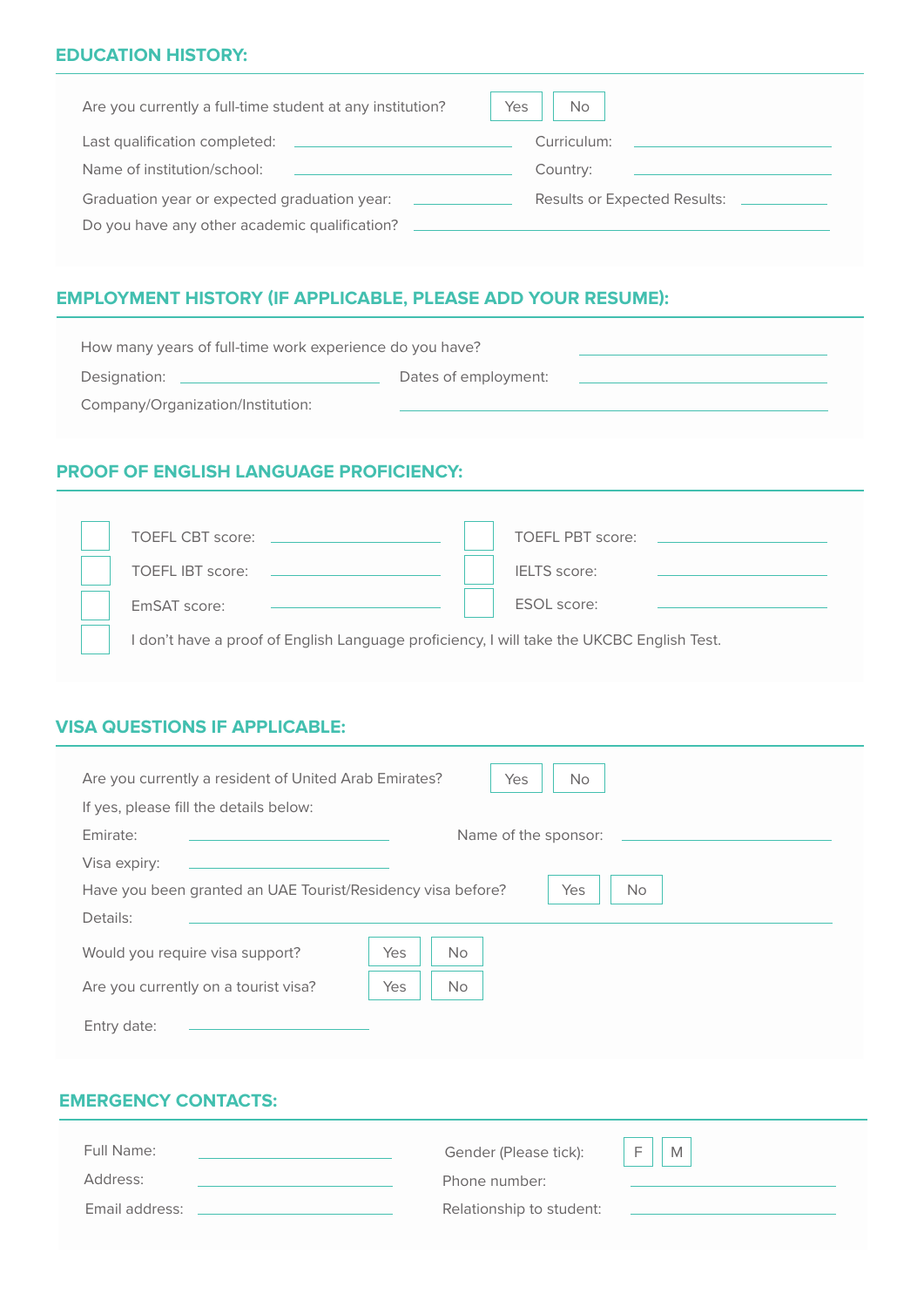## EDUCATION HISTORY:

Are you currently a full-time student at any institution? Yes No

Last qualification completed: \_\_\_\_\_\_\_\_\_\_ Curriculum: \_\_\_\_\_\_\_\_\_\_

Name of institution/school: \_\_\_\_\_\_\_\_\_\_ Country: \_\_\_\_\_\_\_\_\_\_

Graduation year or expected graduation year: \_\_\_\_\_\_\_\_\_\_ Results or Expected Results: \_\_\_\_\_\_\_\_\_\_

Do you have any other academic qualification? \_\_\_\_\_\_\_\_\_\_

## EMPLOYMENT HISTORY (IF APPLICABLE, PLEASE ADD YOUR RESUME):

How many years of full-time work experience do you have? \_\_\_\_\_\_\_\_\_\_

Designation: \_\_\_\_\_\_\_\_\_\_ Dates of employment: \_\_\_\_\_\_\_\_\_\_

Company/Organization/Institution: \_\_\_\_\_\_\_\_\_\_

## PROOF OF ENGLISH LANGUAGE PROFICIENCY:

- [ ] TOEFL CBT score: \_\_\_\_\_\_\_\_\_\_
- [ ] TOEFL PBT score: \_\_\_\_\_\_\_\_\_\_
- [ ] TOEFL IBT score: \_\_\_\_\_\_\_\_\_\_
- [ ] IELTS score: \_\_\_\_\_\_\_\_\_\_
- [ ] EmSAT score: \_\_\_\_\_\_\_\_\_\_
- [ ] ESOL score: \_\_\_\_\_\_\_\_\_\_
- [ ] I don't have a proof of English Language proficiency, I will take the UKCBC English Test.

## VISA QUESTIONS IF APPLICABLE:

Are you currently a resident of United Arab Emirates? Yes No

If yes, please fill the details below:

Emirate: \_\_\_\_\_\_\_\_\_\_ Name of the sponsor: \_\_\_\_\_\_\_\_\_\_

Visa expiry: \_\_\_\_\_\_\_\_\_\_

Have you been granted an UAE Tourist/Residency visa before? Yes No

Details: \_\_\_\_\_\_\_\_\_\_

Would you require visa support? Yes No

Are you currently on a tourist visa? Yes No

Entry date: \_\_\_\_\_\_\_\_\_\_

## EMERGENCY CONTACTS:

Full Name: \_\_\_\_\_\_\_\_\_\_ Gender (Please tick): F M

Address: \_\_\_\_\_\_\_\_\_\_ Phone number: \_\_\_\_\_\_\_\_\_\_

Email address: \_\_\_\_\_\_\_\_\_\_ Relationship to student: \_\_\_\_\_\_\_\_\_\_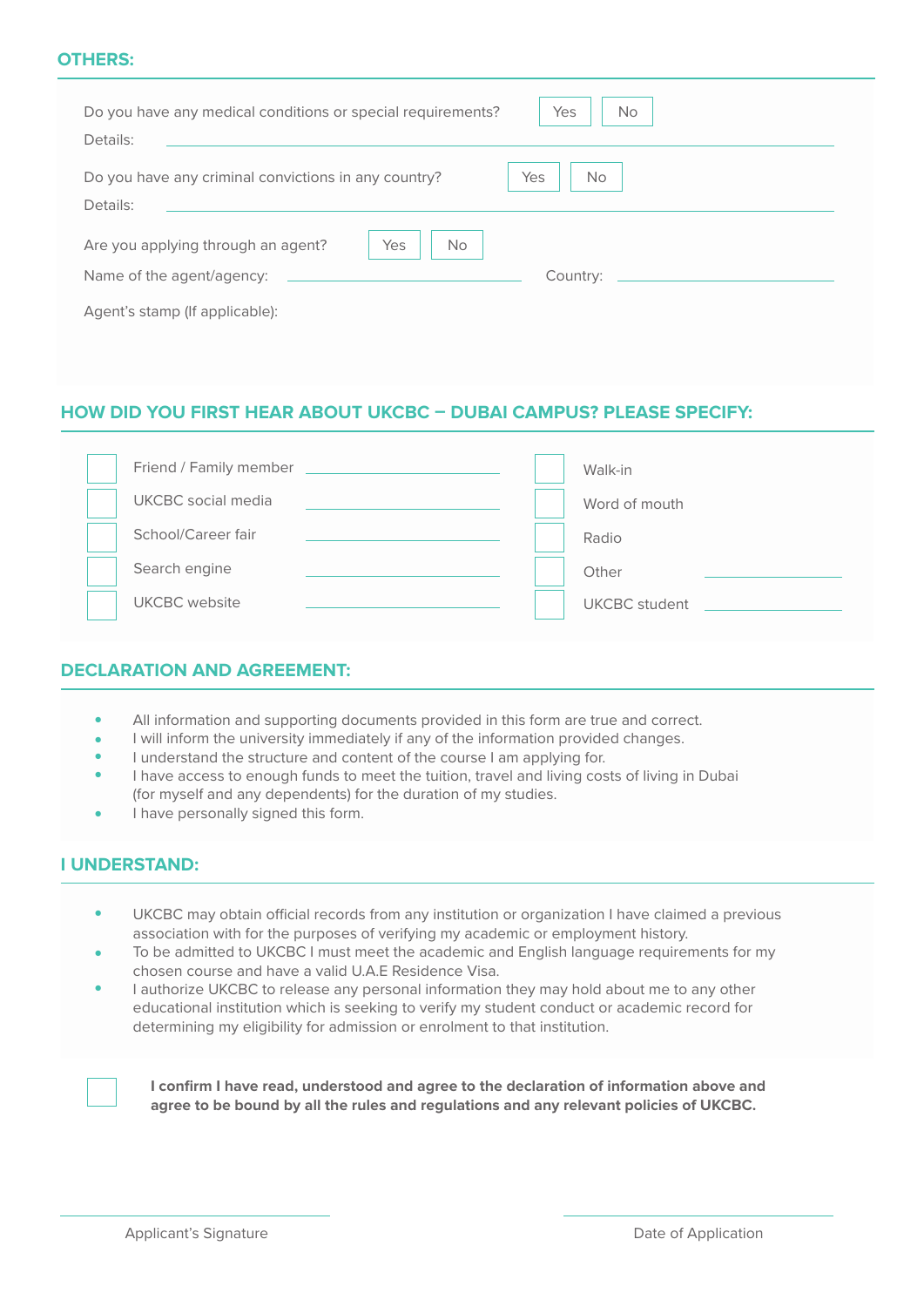## OTHERS:

Do you have any medical conditions or special requirements? ☐ Yes ☐ No

Details: ______________________________

Do you have any criminal convictions in any country? ☐ Yes ☐ No

Details: ______________________________

Are you applying through an agent? ☐ Yes ☐ No

Name of the agent/agency: ______________________ Country: ______________________

Agent's stamp (If applicable):

## HOW DID YOU FIRST HEAR ABOUT UKCBC – DUBAI CAMPUS? PLEASE SPECIFY:

- ☐ Friend / Family member ______________________
- ☐ UKCBC social media ______________________
- ☐ School/Career fair ______________________
- ☐ Search engine ______________________
- ☐ UKCBC website ______________________
- ☐ Walk-in
- ☐ Word of mouth
- ☐ Radio
- ☐ Other ______________________
- ☐ UKCBC student ______________________

## DECLARATION AND AGREEMENT:

- All information and supporting documents provided in this form are true and correct.
- I will inform the university immediately if any of the information provided changes.
- I understand the structure and content of the course I am applying for.
- I have access to enough funds to meet the tuition, travel and living costs of living in Dubai (for myself and any dependents) for the duration of my studies.
- I have personally signed this form.

## I UNDERSTAND:

- UKCBC may obtain official records from any institution or organization I have claimed a previous association with for the purposes of verifying my academic or employment history.
- To be admitted to UKCBC I must meet the academic and English language requirements for my chosen course and have a valid U.A.E Residence Visa.
- I authorize UKCBC to release any personal information they may hold about me to any other educational institution which is seeking to verify my student conduct or academic record for determining my eligibility for admission or enrolment to that institution.

☐ **I confirm I have read, understood and agree to the declaration of information above and agree to be bound by all the rules and regulations and any relevant policies of UKCBC.**

______________________ Applicant's Signature

______________________ Date of Application